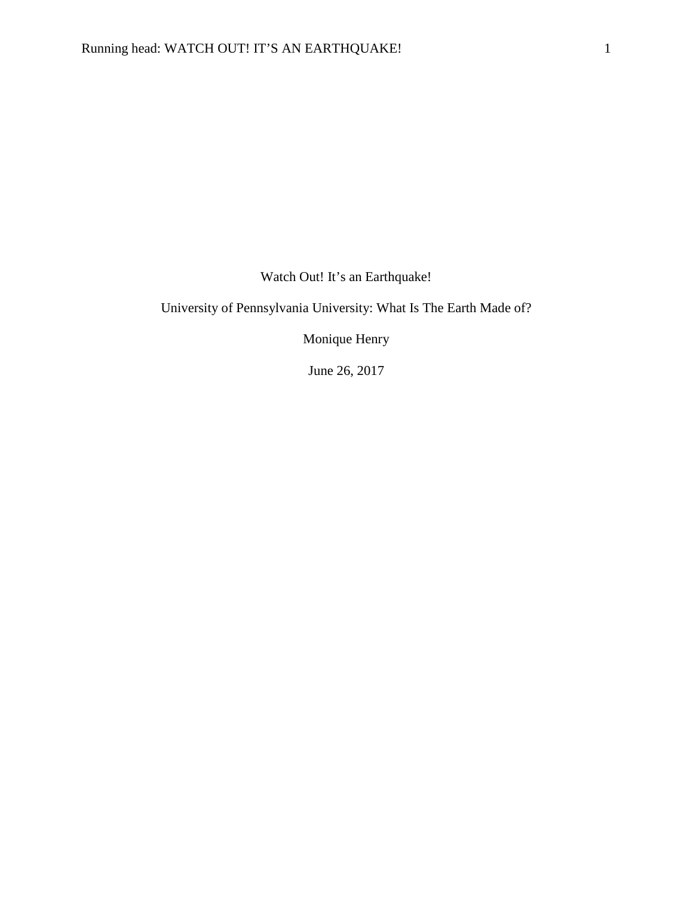Watch Out! It's an Earthquake!

University of Pennsylvania University: What Is The Earth Made of?

Monique Henry

June 26, 2017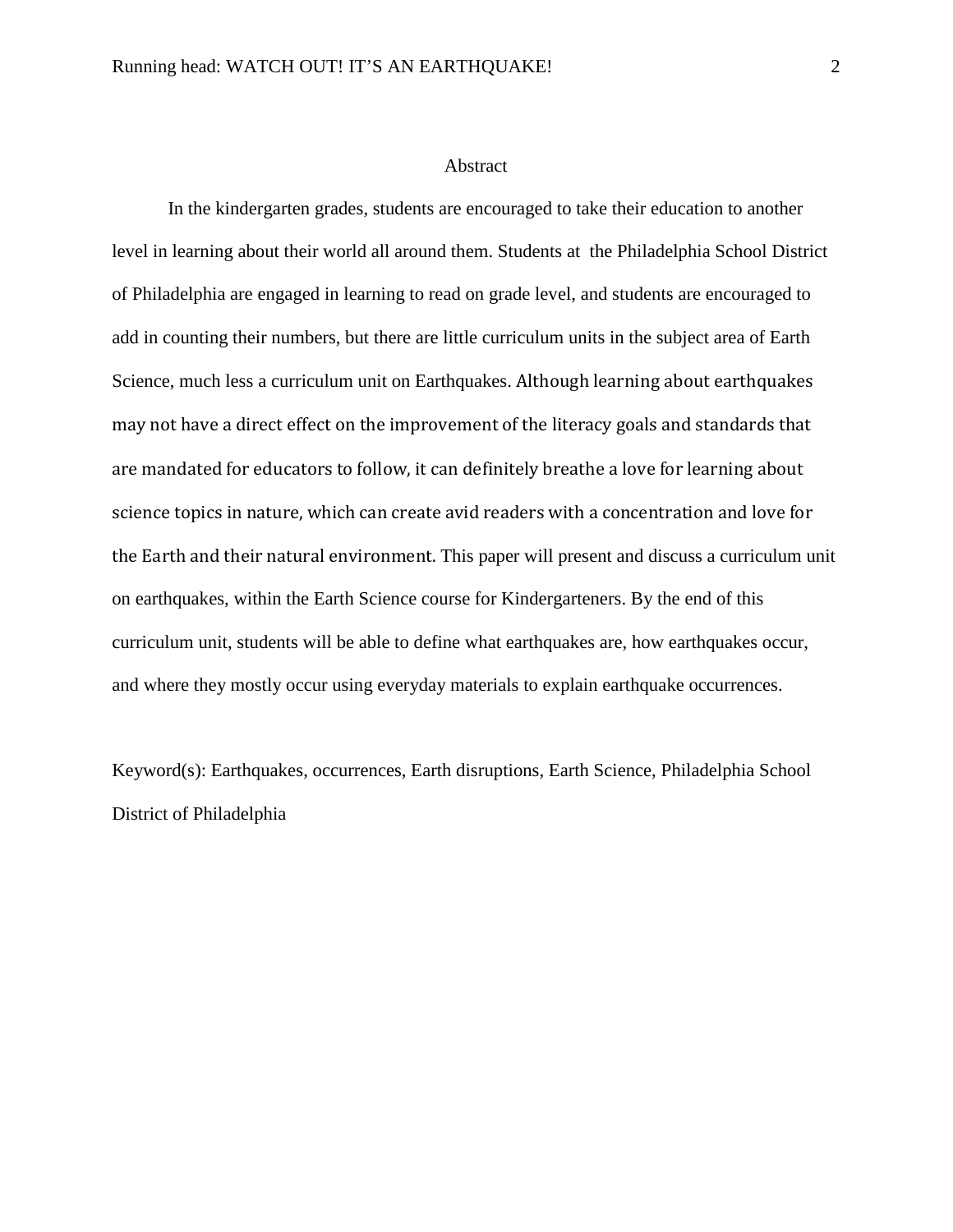# Abstract

In the kindergarten grades, students are encouraged to take their education to another level in learning about their world all around them. Students at the Philadelphia School District of Philadelphia are engaged in learning to read on grade level, and students are encouraged to add in counting their numbers, but there are little curriculum units in the subject area of Earth Science, much less a curriculum unit on Earthquakes. Although learning about earthquakes may not have a direct effect on the improvement of the literacy goals and standards that are mandated for educators to follow, it can definitely breathe a love for learning about science topics in nature, which can create avid readers with a concentration and love for the Earth and their natural environment. This paper will present and discuss a curriculum unit on earthquakes, within the Earth Science course for Kindergarteners. By the end of this curriculum unit, students will be able to define what earthquakes are, how earthquakes occur, and where they mostly occur using everyday materials to explain earthquake occurrences.

Keyword(s): Earthquakes, occurrences, Earth disruptions, Earth Science, Philadelphia School District of Philadelphia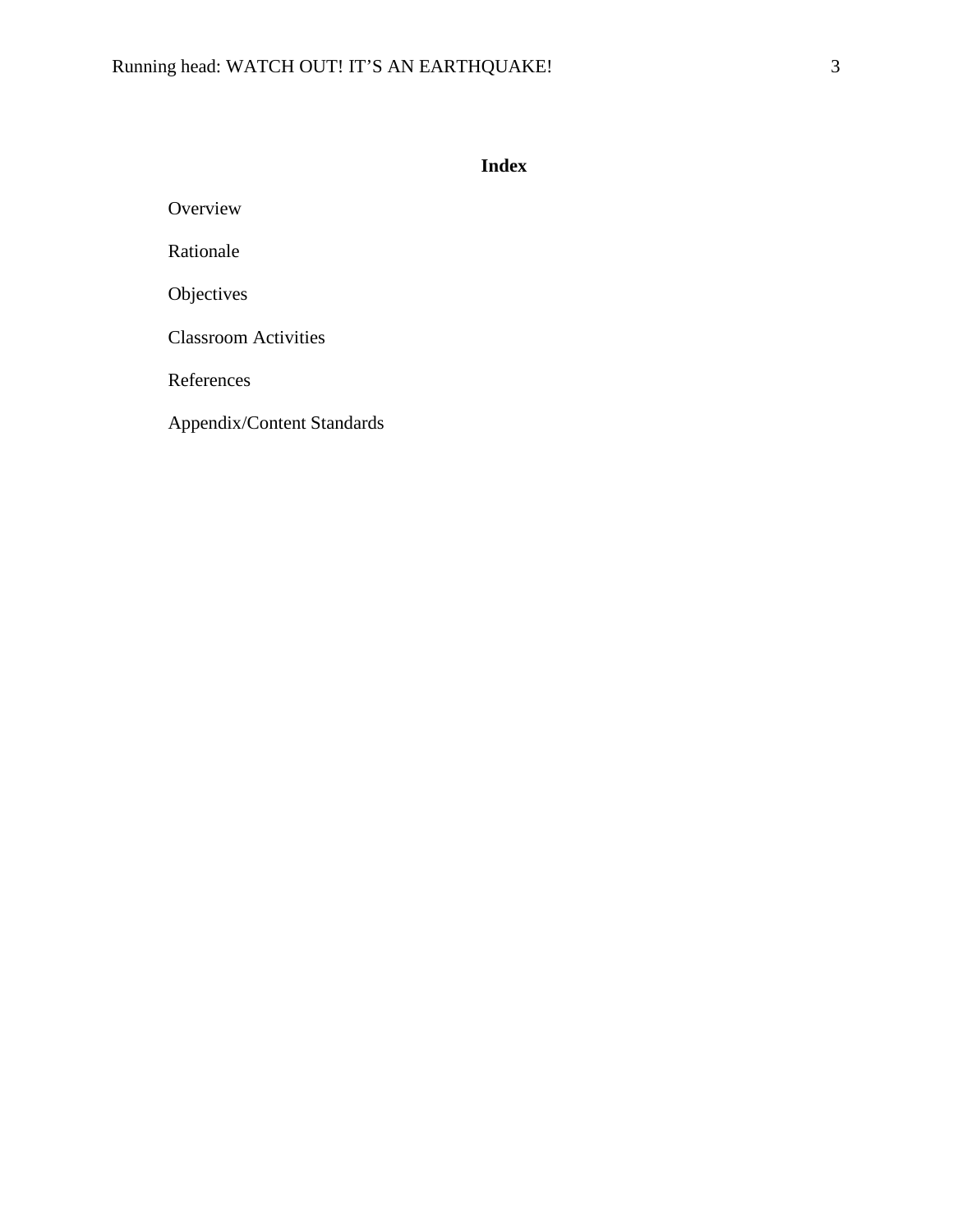# Index

Overview

Rationale

Objectives

Classroom Activities

References

Appendix/Content Standards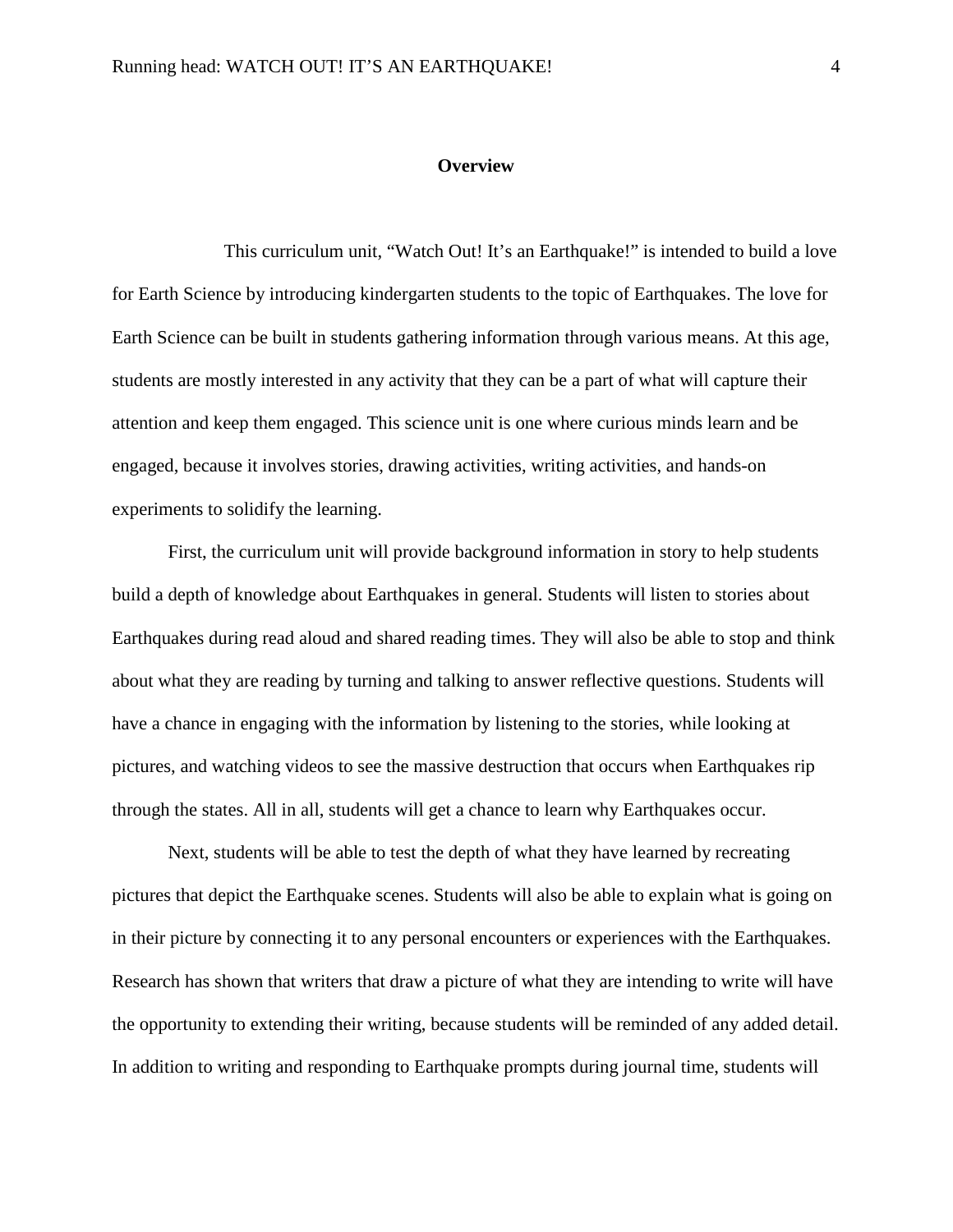## Overview

This curriculum unit, "Watch Out! It's an Earthquake!" is intended to build a love for Earth Science by introducing kindergarten students to the topic of Earthquakes. The love for Earth Science can be built in students gathering information through various means. At this age, students are mostly interested in any activity that they can be a part of what will capture their attention and keep them engaged. This science unit is one where curious minds learn and be engaged, because it involves stories, drawing activities, writing activities, and hands-on experiments to solidify the learning.

First, the curriculum unit will provide background information in story to help students build a depth of knowledge about Earthquakes in general. Students will listen to stories about Earthquakes during read aloud and shared reading times. They will also be able to stop and think about what they are reading by turning and talking to answer reflective questions. Students will have a chance in engaging with the information by listening to the stories, while looking at pictures, and watching videos to see the massive destruction that occurs when Earthquakes rip through the states. All in all, students will get a chance to learn why Earthquakes occur.

Next, students will be able to test the depth of what they have learned by recreating pictures that depict the Earthquake scenes. Students will also be able to explain what is going on in their picture by connecting it to any personal encounters or experiences with the Earthquakes. Research has shown that writers that draw a picture of what they are intending to write will have the opportunity to extending their writing, because students will be reminded of any added detail. In addition to writing and responding to Earthquake prompts during journal time, students will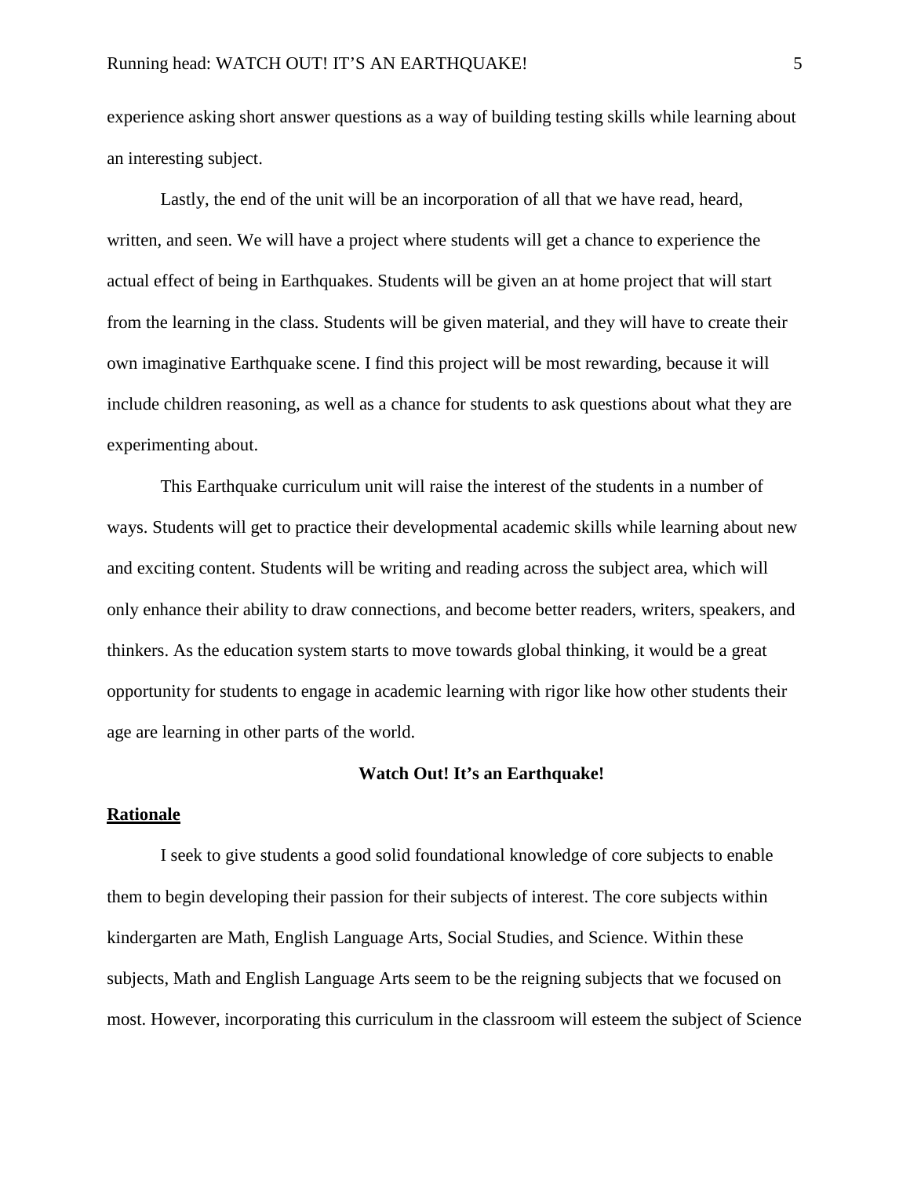experience asking short answer questions as a way of building testing skills while learning about an interesting subject.

Lastly, the end of the unit will be an incorporation of all that we have read, heard, written, and seen. We will have a project where students will get a chance to experience the actual effect of being in Earthquakes. Students will be given an at home project that will start from the learning in the class. Students will be given material, and they will have to create their own imaginative Earthquake scene. I find this project will be most rewarding, because it will include children reasoning, as well as a chance for students to ask questions about what they are experimenting about.

This Earthquake curriculum unit will raise the interest of the students in a number of ways. Students will get to practice their developmental academic skills while learning about new and exciting content. Students will be writing and reading across the subject area, which will only enhance their ability to draw connections, and become better readers, writers, speakers, and thinkers. As the education system starts to move towards global thinking, it would be a great opportunity for students to engage in academic learning with rigor like how other students their age are learning in other parts of the world.

## Watch Out! It's an Earthquake!

### Rationale

I seek to give students a good solid foundational knowledge of core subjects to enable them to begin developing their passion for their subjects of interest. The core subjects within kindergarten are Math, English Language Arts, Social Studies, and Science. Within these subjects, Math and English Language Arts seem to be the reigning subjects that we focused on most. However, incorporating this curriculum in the classroom will esteem the subject of Science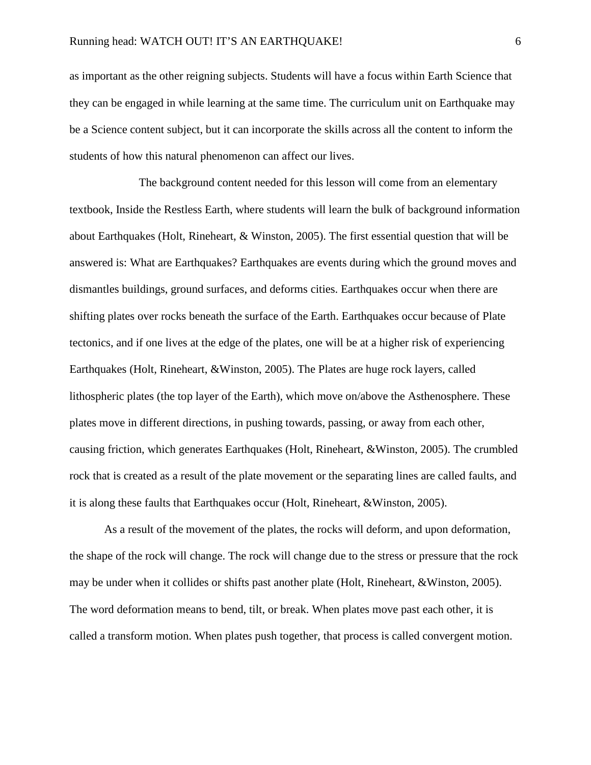as important as the other reigning subjects. Students will have a focus within Earth Science that they can be engaged in while learning at the same time. The curriculum unit on Earthquake may be a Science content subject, but it can incorporate the skills across all the content to inform the students of how this natural phenomenon can affect our lives.

The background content needed for this lesson will come from an elementary textbook, Inside the Restless Earth, where students will learn the bulk of background information about Earthquakes (Holt, Rineheart, & Winston, 2005). The first essential question that will be answered is: What are Earthquakes? Earthquakes are events during which the ground moves and dismantles buildings, ground surfaces, and deforms cities. Earthquakes occur when there are shifting plates over rocks beneath the surface of the Earth. Earthquakes occur because of Plate tectonics, and if one lives at the edge of the plates, one will be at a higher risk of experiencing Earthquakes (Holt, Rineheart, &Winston, 2005). The Plates are huge rock layers, called lithospheric plates (the top layer of the Earth), which move on/above the Asthenosphere. These plates move in different directions, in pushing towards, passing, or away from each other, causing friction, which generates Earthquakes (Holt, Rineheart, &Winston, 2005). The crumbled rock that is created as a result of the plate movement or the separating lines are called faults, and it is along these faults that Earthquakes occur (Holt, Rineheart, &Winston, 2005).

As a result of the movement of the plates, the rocks will deform, and upon deformation, the shape of the rock will change. The rock will change due to the stress or pressure that the rock may be under when it collides or shifts past another plate (Holt, Rineheart, &Winston, 2005). The word deformation means to bend, tilt, or break. When plates move past each other, it is called a transform motion. When plates push together, that process is called convergent motion.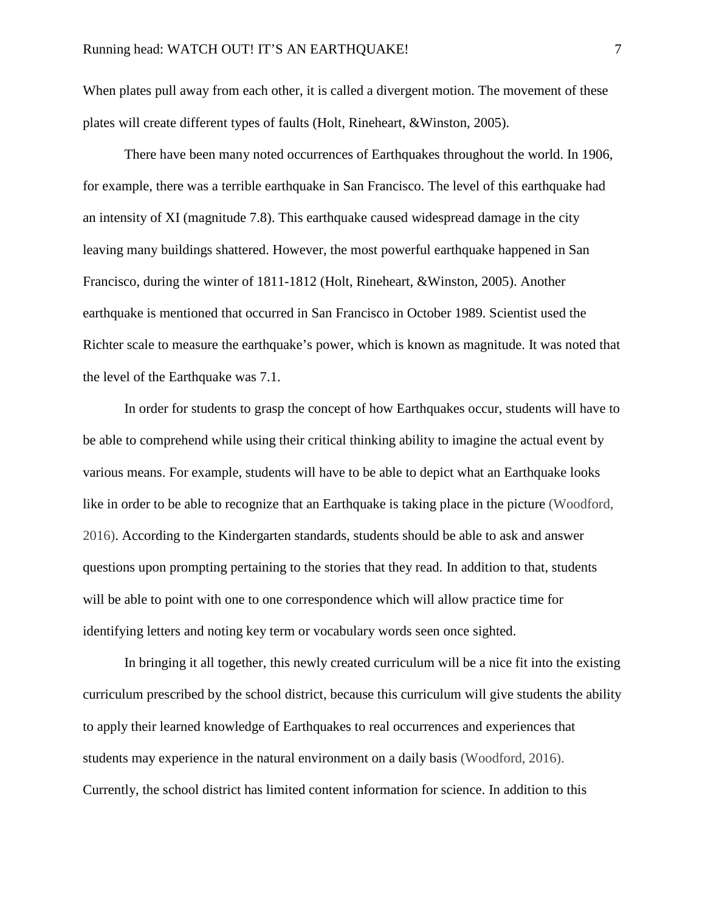When plates pull away from each other, it is called a divergent motion. The movement of these plates will create different types of faults (Holt, Rineheart, &Winston, 2005).

There have been many noted occurrences of Earthquakes throughout the world. In 1906, for example, there was a terrible earthquake in San Francisco. The level of this earthquake had an intensity of XI (magnitude 7.8). This earthquake caused widespread damage in the city leaving many buildings shattered. However, the most powerful earthquake happened in San Francisco, during the winter of 1811-1812 (Holt, Rineheart, &Winston, 2005). Another earthquake is mentioned that occurred in San Francisco in October 1989. Scientist used the Richter scale to measure the earthquake's power, which is known as magnitude. It was noted that the level of the Earthquake was 7.1.

In order for students to grasp the concept of how Earthquakes occur, students will have to be able to comprehend while using their critical thinking ability to imagine the actual event by various means. For example, students will have to be able to depict what an Earthquake looks like in order to be able to recognize that an Earthquake is taking place in the picture (Woodford, 2016). According to the Kindergarten standards, students should be able to ask and answer questions upon prompting pertaining to the stories that they read. In addition to that, students will be able to point with one to one correspondence which will allow practice time for identifying letters and noting key term or vocabulary words seen once sighted.

In bringing it all together, this newly created curriculum will be a nice fit into the existing curriculum prescribed by the school district, because this curriculum will give students the ability to apply their learned knowledge of Earthquakes to real occurrences and experiences that students may experience in the natural environment on a daily basis (Woodford, 2016). Currently, the school district has limited content information for science. In addition to this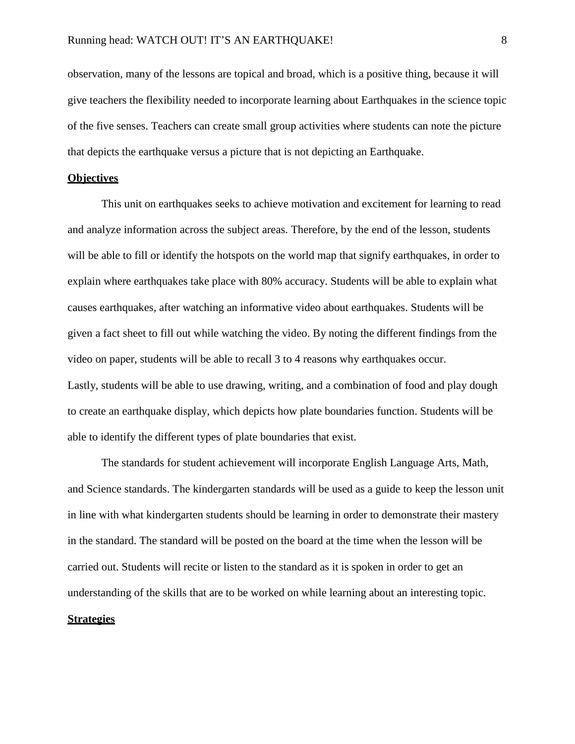observation, many of the lessons are topical and broad, which is a positive thing, because it will give teachers the flexibility needed to incorporate learning about Earthquakes in the science topic of the five senses. Teachers can create small group activities where students can note the picture that depicts the earthquake versus a picture that is not depicting an Earthquake.

## Objectives

This unit on earthquakes seeks to achieve motivation and excitement for learning to read and analyze information across the subject areas. Therefore, by the end of the lesson, students will be able to fill or identify the hotspots on the world map that signify earthquakes, in order to explain where earthquakes take place with 80% accuracy. Students will be able to explain what causes earthquakes, after watching an informative video about earthquakes. Students will be given a fact sheet to fill out while watching the video. By noting the different findings from the video on paper, students will be able to recall 3 to 4 reasons why earthquakes occur. Lastly, students will be able to use drawing, writing, and a combination of food and play dough to create an earthquake display, which depicts how plate boundaries function. Students will be able to identify the different types of plate boundaries that exist.

The standards for student achievement will incorporate English Language Arts, Math, and Science standards. The kindergarten standards will be used as a guide to keep the lesson unit in line with what kindergarten students should be learning in order to demonstrate their mastery in the standard. The standard will be posted on the board at the time when the lesson will be carried out. Students will recite or listen to the standard as it is spoken in order to get an understanding of the skills that are to be worked on while learning about an interesting topic.

## Strategies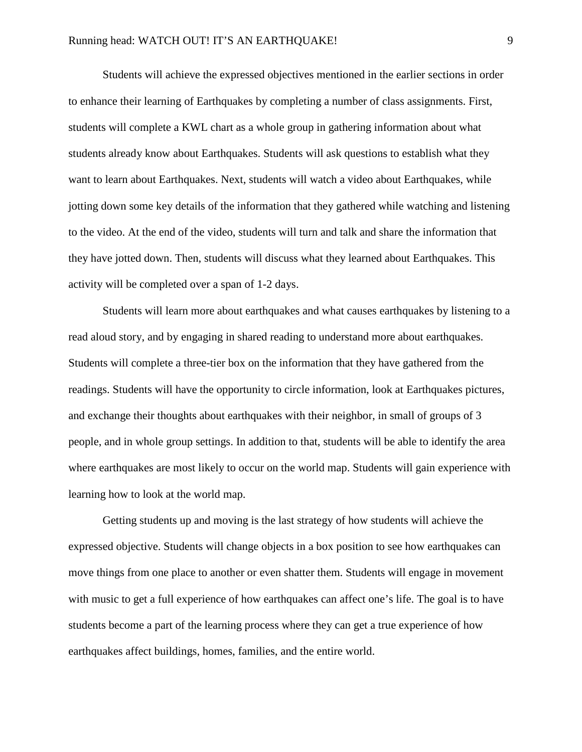Students will achieve the expressed objectives mentioned in the earlier sections in order to enhance their learning of Earthquakes by completing a number of class assignments. First, students will complete a KWL chart as a whole group in gathering information about what students already know about Earthquakes. Students will ask questions to establish what they want to learn about Earthquakes. Next, students will watch a video about Earthquakes, while jotting down some key details of the information that they gathered while watching and listening to the video. At the end of the video, students will turn and talk and share the information that they have jotted down. Then, students will discuss what they learned about Earthquakes. This activity will be completed over a span of 1-2 days.

Students will learn more about earthquakes and what causes earthquakes by listening to a read aloud story, and by engaging in shared reading to understand more about earthquakes. Students will complete a three-tier box on the information that they have gathered from the readings. Students will have the opportunity to circle information, look at Earthquakes pictures, and exchange their thoughts about earthquakes with their neighbor, in small of groups of 3 people, and in whole group settings. In addition to that, students will be able to identify the area where earthquakes are most likely to occur on the world map. Students will gain experience with learning how to look at the world map.

Getting students up and moving is the last strategy of how students will achieve the expressed objective. Students will change objects in a box position to see how earthquakes can move things from one place to another or even shatter them. Students will engage in movement with music to get a full experience of how earthquakes can affect one's life. The goal is to have students become a part of the learning process where they can get a true experience of how earthquakes affect buildings, homes, families, and the entire world.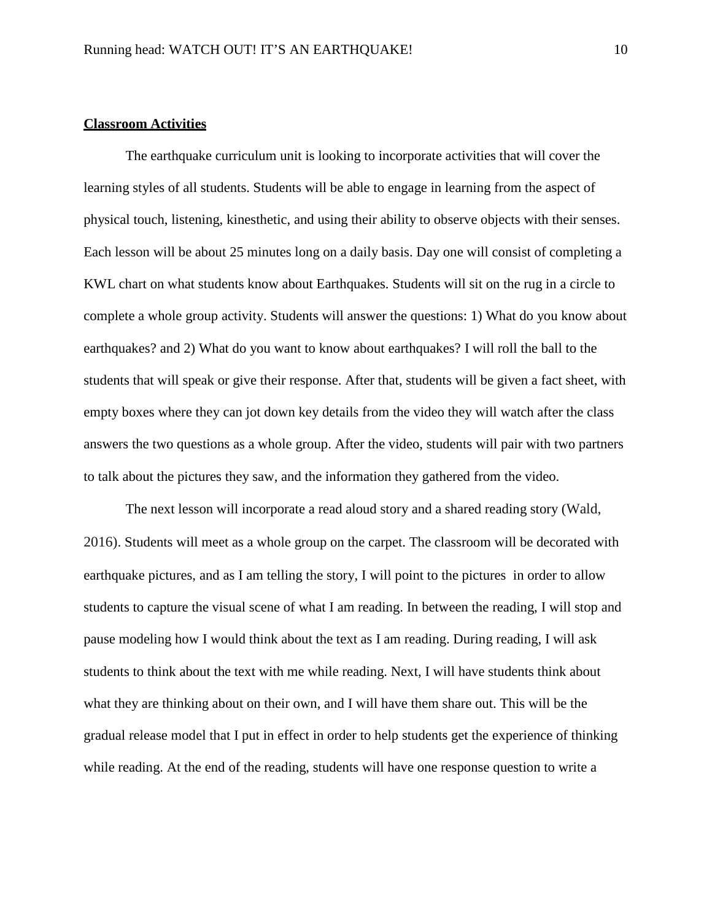**Classroom Activities**

The earthquake curriculum unit is looking to incorporate activities that will cover the learning styles of all students. Students will be able to engage in learning from the aspect of physical touch, listening, kinesthetic, and using their ability to observe objects with their senses. Each lesson will be about 25 minutes long on a daily basis. Day one will consist of completing a KWL chart on what students know about Earthquakes. Students will sit on the rug in a circle to complete a whole group activity. Students will answer the questions: 1) What do you know about earthquakes? and 2) What do you want to know about earthquakes? I will roll the ball to the students that will speak or give their response. After that, students will be given a fact sheet, with empty boxes where they can jot down key details from the video they will watch after the class answers the two questions as a whole group. After the video, students will pair with two partners to talk about the pictures they saw, and the information they gathered from the video.

The next lesson will incorporate a read aloud story and a shared reading story (Wald, 2016). Students will meet as a whole group on the carpet. The classroom will be decorated with earthquake pictures, and as I am telling the story, I will point to the pictures in order to allow students to capture the visual scene of what I am reading. In between the reading, I will stop and pause modeling how I would think about the text as I am reading. During reading, I will ask students to think about the text with me while reading. Next, I will have students think about what they are thinking about on their own, and I will have them share out. This will be the gradual release model that I put in effect in order to help students get the experience of thinking while reading. At the end of the reading, students will have one response question to write a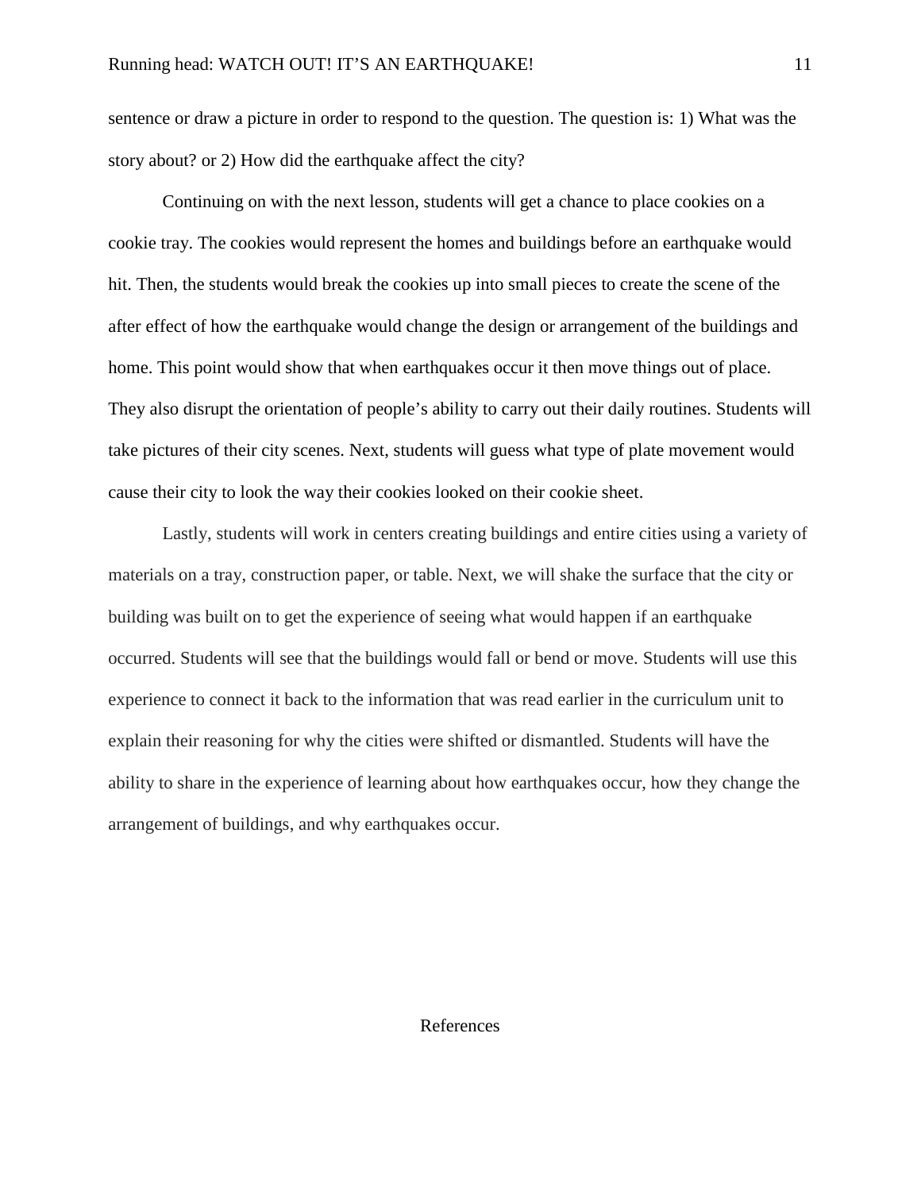sentence or draw a picture in order to respond to the question. The question is: 1) What was the story about? or 2) How did the earthquake affect the city?

Continuing on with the next lesson, students will get a chance to place cookies on a cookie tray. The cookies would represent the homes and buildings before an earthquake would hit. Then, the students would break the cookies up into small pieces to create the scene of the after effect of how the earthquake would change the design or arrangement of the buildings and home. This point would show that when earthquakes occur it then move things out of place. They also disrupt the orientation of people's ability to carry out their daily routines. Students will take pictures of their city scenes. Next, students will guess what type of plate movement would cause their city to look the way their cookies looked on their cookie sheet.

Lastly, students will work in centers creating buildings and entire cities using a variety of materials on a tray, construction paper, or table. Next, we will shake the surface that the city or building was built on to get the experience of seeing what would happen if an earthquake occurred. Students will see that the buildings would fall or bend or move. Students will use this experience to connect it back to the information that was read earlier in the curriculum unit to explain their reasoning for why the cities were shifted or dismantled. Students will have the ability to share in the experience of learning about how earthquakes occur, how they change the arrangement of buildings, and why earthquakes occur.

# References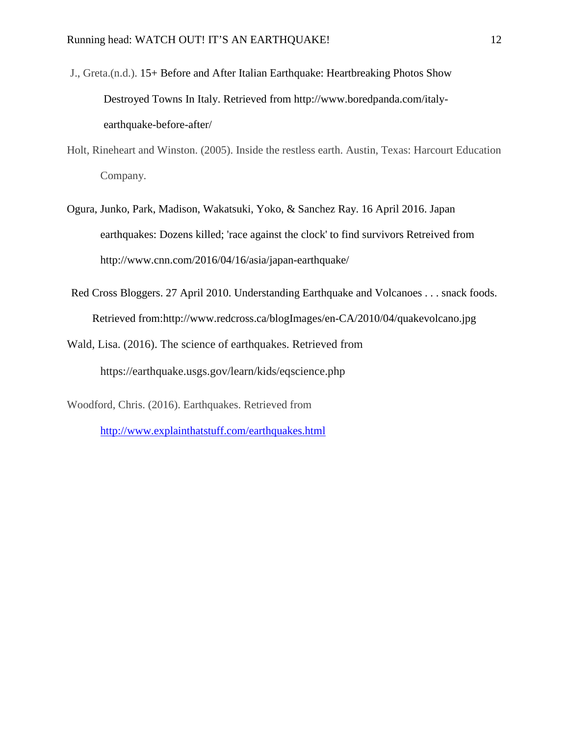J., Greta.(n.d.). 15+ Before and After Italian Earthquake: Heartbreaking Photos Show Destroyed Towns In Italy. Retrieved from http://www.boredpanda.com/italy-earthquake-before-after/

Holt, Rineheart and Winston. (2005). Inside the restless earth. Austin, Texas: Harcourt Education Company.

Ogura, Junko, Park, Madison, Wakatsuki, Yoko, & Sanchez Ray. 16 April 2016. Japan earthquakes: Dozens killed; 'race against the clock' to find survivors Retreived from http://www.cnn.com/2016/04/16/asia/japan-earthquake/

Red Cross Bloggers. 27 April 2010. Understanding Earthquake and Volcanoes . . . snack foods. Retrieved from:http://www.redcross.ca/blogImages/en-CA/2010/04/quakevolcano.jpg

Wald, Lisa. (2016). The science of earthquakes. Retrieved from https://earthquake.usgs.gov/learn/kids/eqscience.php

Woodford, Chris. (2016). Earthquakes. Retrieved from http://www.explainthatstuff.com/earthquakes.html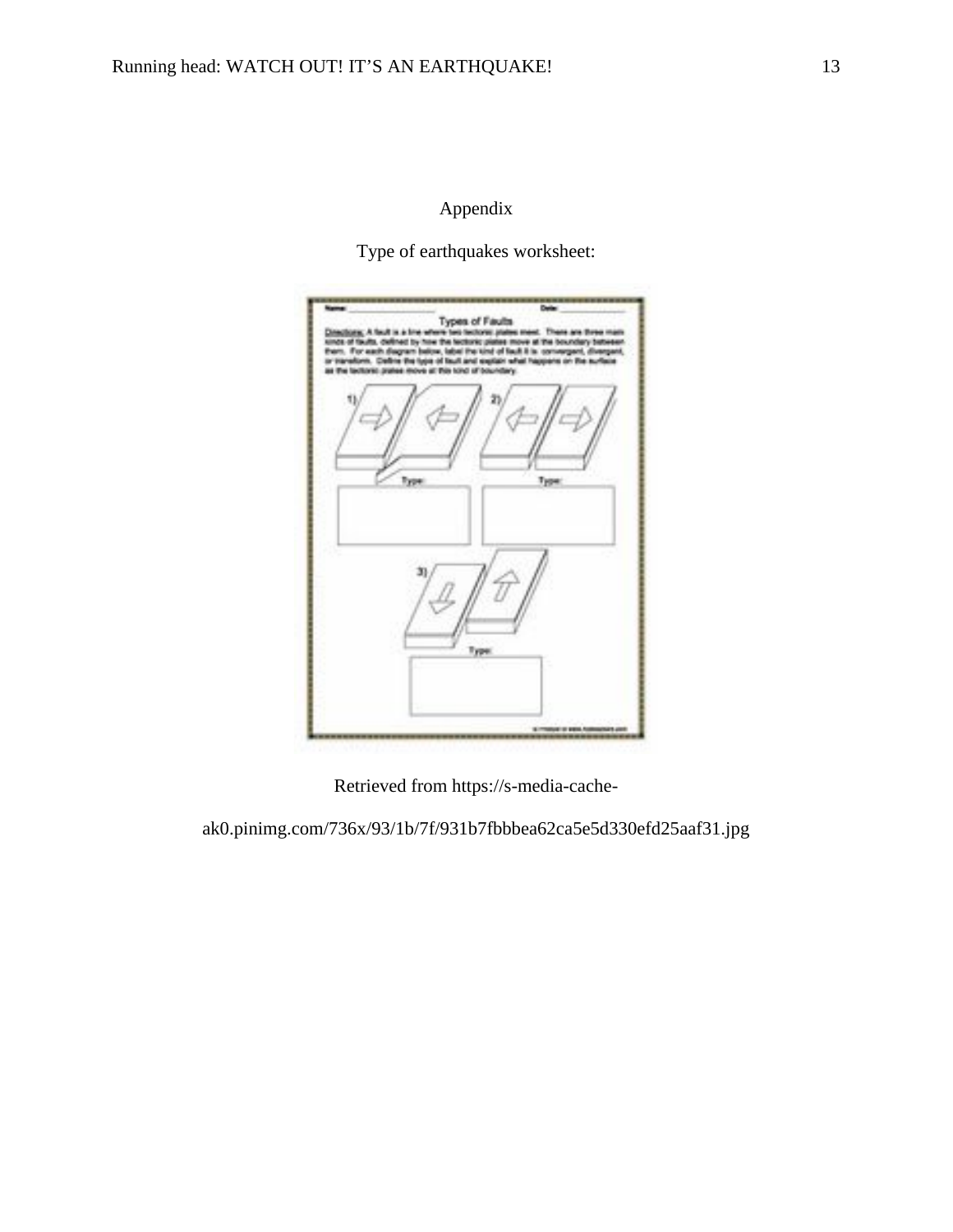Appendix

Type of earthquakes worksheet:

Retrieved from https://s-media-cache-ak0.pinimg.com/736x/93/1b/7f/931b7fbbbea62ca5e5d330efd25aaf31.jpg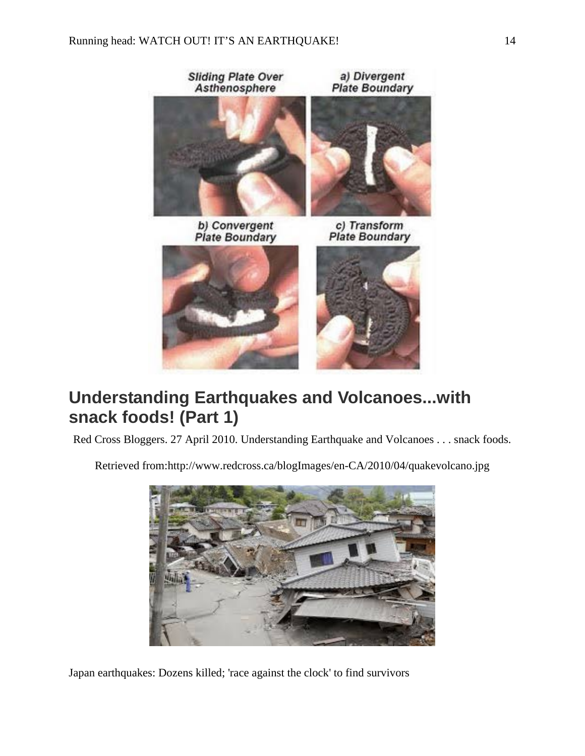## Understanding Earthquakes and Volcanoes...with snack foods! (Part 1)

Red Cross Bloggers. 27 April 2010. Understanding Earthquake and Volcanoes . . . snack foods.

Retrieved from:http://www.redcross.ca/blogImages/en-CA/2010/04/quakevolcano.jpg

Japan earthquakes: Dozens killed; 'race against the clock' to find survivors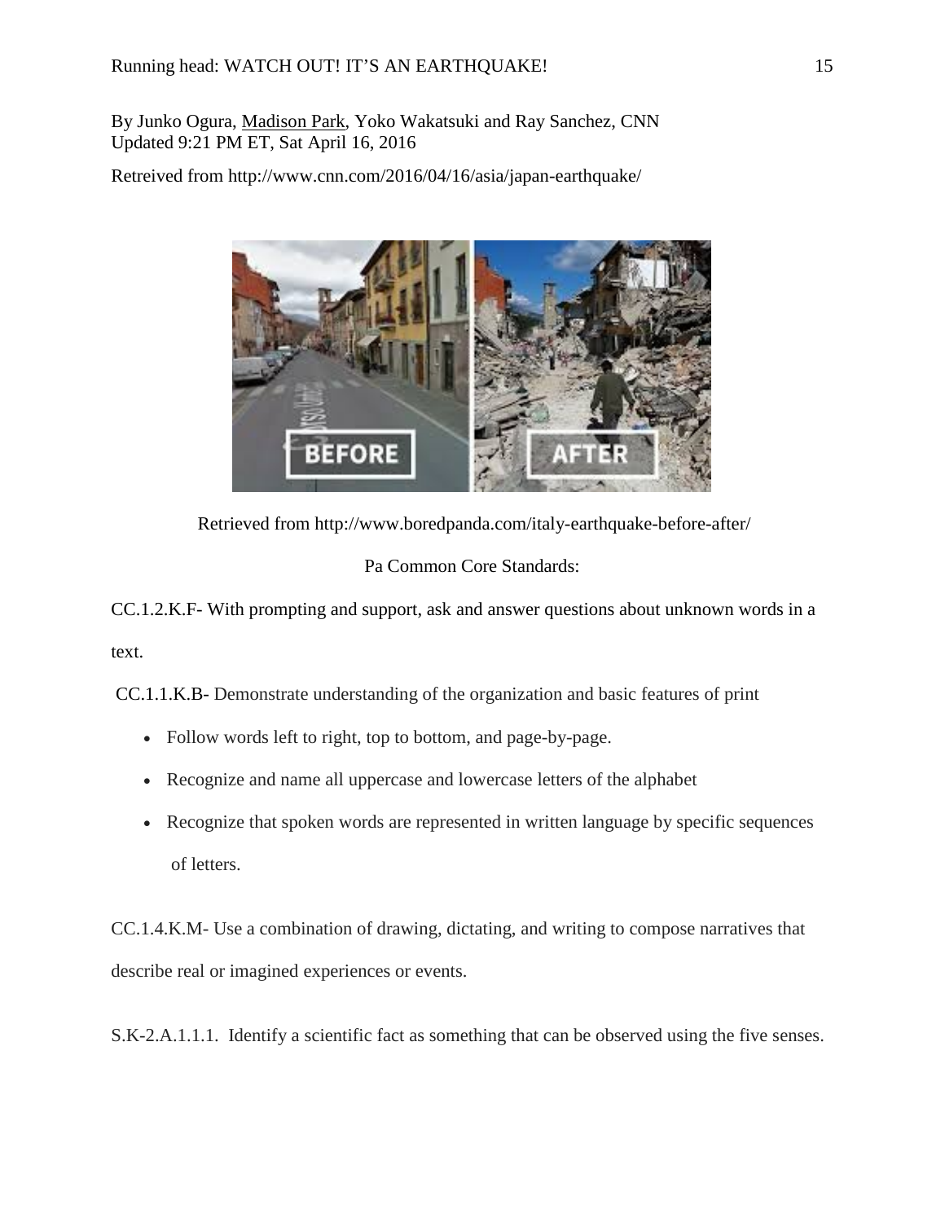By Junko Ogura, Madison Park, Yoko Wakatsuki and Ray Sanchez, CNN
Updated 9:21 PM ET, Sat April 16, 2016

Retreived from http://www.cnn.com/2016/04/16/asia/japan-earthquake/

Retrieved from http://www.boredpanda.com/italy-earthquake-before-after/

Pa Common Core Standards:

CC.1.2.K.F- With prompting and support, ask and answer questions about unknown words in a text.

CC.1.1.K.B- Demonstrate understanding of the organization and basic features of print

- Follow words left to right, top to bottom, and page-by-page.
- Recognize and name all uppercase and lowercase letters of the alphabet
- Recognize that spoken words are represented in written language by specific sequences of letters.

CC.1.4.K.M- Use a combination of drawing, dictating, and writing to compose narratives that describe real or imagined experiences or events.

S.K-2.A.1.1.1. Identify a scientific fact as something that can be observed using the five senses.